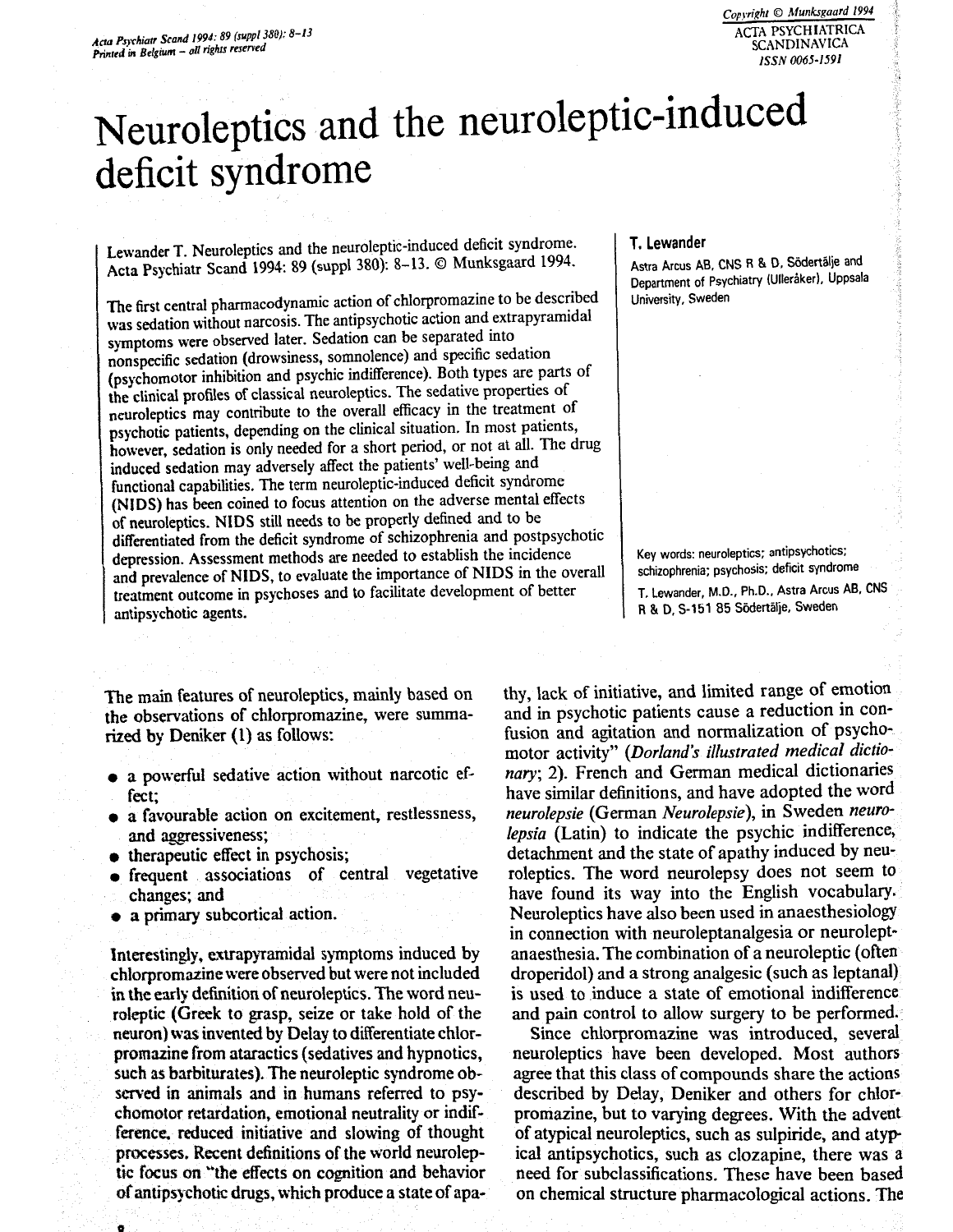# Neuroleptics and the neuroleptic-induced deficit syndrome

Lewander T. Neuroleptics and the neuroleptic-induced deficit syndrome. Acta Psychiatr Scand 1994: 89 (suppl 380): 8–13. © Munksgaard 1994.

The first central pharmacodynamic action of chlorpromazine to be described was sedation without narcosis. The antipsychotic action and extrapyramidal symptoms were observed later. Sedation can be separated into nonspecific sedation (drowsiness, somnolence) and specific sedation (psychomotor inhibition and psychic indifference). Both types are parts of the clinical profiles of classical neuroleptics. The sedative properties of neuroleptics may contribute to the overall efficacy in the treatment of psychotic patients, depending on the clinical situation. In most patients, however, sedation is only needed for a short period, or not at all. The drug induced sedation may adversely affect the patients' well-being and functional capabilities. The term neuroleptic-induced deficit syndrome (NIDS) has been coined to focus attention on the adverse mental effects of neuroleptics. NIDS still needs to be properly defined and to be differentiated from the deficit syndrome of schizophrenia and postpsychotic depression. Assessment methods are needed to establish the incidence and prevalence of NIDS, to evaluate the importance of NIDS in the overall treatment outcome in psychoses and to facilitate development of better antipsychotic agents.

**T. Lewander**

Astra Arcus AB, CNS R & D, Södertälje and Department of Psychiatry (Ulleråker), Uppsala University, Sweden

Key words: neuroleptics; antipsychotics; schizophrenia; psychosis; deficit syndrome

T. Lewander, M.D., Ph.D., Astra Arcus AB, CNS R & D, S-151 85 Södertälje, Sweden

The main features of neuroleptics, mainly based on the observations of chlorpromazine, were summarized by Deniker (1) as follows:

- a powerful sedative action without narcotic effect;
- a favourable action on excitement, restlessness, and aggressiveness;
- therapeutic effect in psychosis;
- frequent associations of central vegetative changes; and
- a primary subcortical action.

Interestingly, extrapyramidal symptoms induced by chlorpromazine were observed but were not included in the early definition of neuroleptics. The word neuroleptic (Greek to grasp, seize or take hold of the neuron) was invented by Delay to differentiate chlorpromazine from ataractics (sedatives and hypnotics, such as barbiturates). The neuroleptic syndrome observed in animals and in humans referred to psychomotor retardation, emotional neutrality or indifference, reduced initiative and slowing of thought processes. Recent definitions of the world neuroleptic focus on "the effects on cognition and behavior of antipsychotic drugs, which produce a state of apathy, lack of initiative, and limited range of emotion and in psychotic patients cause a reduction in confusion and agitation and normalization of psychomotor activity" (*Dorland's illustrated medical dictionary*; 2). French and German medical dictionaries have similar definitions, and have adopted the word *neurolepsie* (German *Neurolepsie*), in Sweden *neurolepsia* (Latin) to indicate the psychic indifference, detachment and the state of apathy induced by neuroleptics. The word neurolepsy does not seem to have found its way into the English vocabulary. Neuroleptics have also been used in anaesthesiology in connection with neuroleptanalgesia or neuroleptanaesthesia. The combination of a neuroleptic (often droperidol) and a strong analgesic (such as leptanal) is used to induce a state of emotional indifference and pain control to allow surgery to be performed.

Since chlorpromazine was introduced, several neuroleptics have been developed. Most authors agree that this class of compounds share the actions described by Delay, Deniker and others for chlorpromazine, but to varying degrees. With the advent of atypical neuroleptics, such as sulpiride, and atypical antipsychotics, such as clozapine, there was a need for subclassifications. These have been based on chemical structure pharmacological actions. The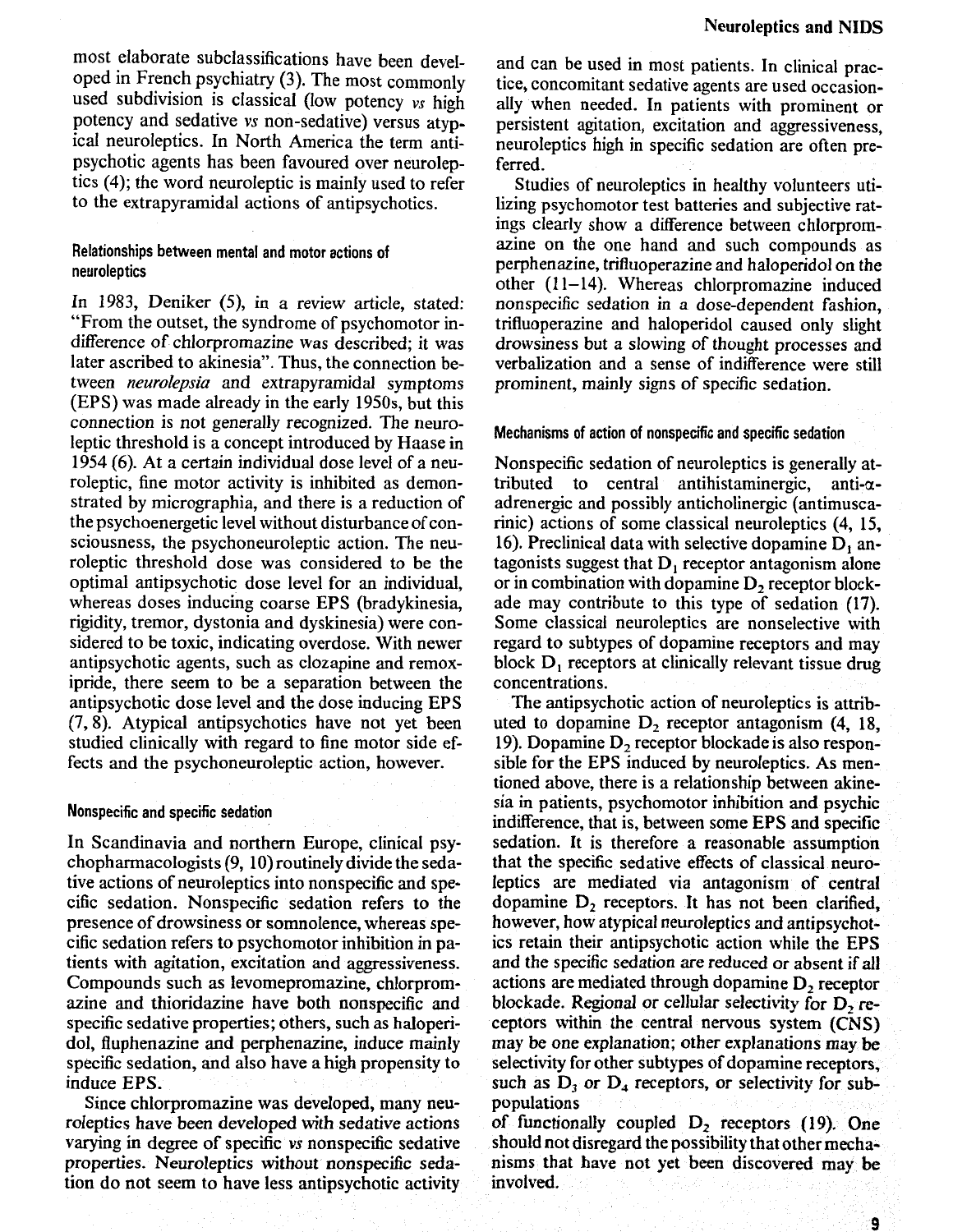most elaborate subclassifications have been developed in French psychiatry (3). The most commonly used subdivision is classical (low potency *vs* high potency and sedative *vs* non-sedative) versus atypical neuroleptics. In North America the term antipsychotic agents has been favoured over neuroleptics (4); the word neuroleptic is mainly used to refer to the extrapyramidal actions of antipsychotics.

### Relationships between mental and motor actions of neuroleptics

In 1983, Deniker (5), in a review article, stated: "From the outset, the syndrome of psychomotor indifference of chlorpromazine was described; it was later ascribed to akinesia". Thus, the connection between *neurolepsia* and extrapyramidal symptoms (EPS) was made already in the early 1950s, but this connection is not generally recognized. The neuroleptic threshold is a concept introduced by Haase in 1954 (6). At a certain individual dose level of a neuroleptic, fine motor activity is inhibited as demonstrated by micrographia, and there is a reduction of the psychoenergetic level without disturbance of consciousness, the psychoneuroleptic action. The neuroleptic threshold dose was considered to be the optimal antipsychotic dose level for an individual, whereas doses inducing coarse EPS (bradykinesia, rigidity, tremor, dystonia and dyskinesia) were considered to be toxic, indicating overdose. With newer antipsychotic agents, such as clozapine and remoxipride, there seem to be a separation between the antipsychotic dose level and the dose inducing EPS (7, 8). Atypical antipsychotics have not yet been studied clinically with regard to fine motor side effects and the psychoneuroleptic action, however.

### Nonspecific and specific sedation

In Scandinavia and northern Europe, clinical psychopharmacologists (9, 10) routinely divide the sedative actions of neuroleptics into nonspecific and specific sedation. Nonspecific sedation refers to the presence of drowsiness or somnolence, whereas specific sedation refers to psychomotor inhibition in patients with agitation, excitation and aggressiveness. Compounds such as levomepromazine, chlorpromazine and thioridazine have both nonspecific and specific sedative properties; others, such as haloperidol, fluphenazine and perphenazine, induce mainly specific sedation, and also have a high propensity to induce EPS.

Since chlorpromazine was developed, many neuroleptics have been developed with sedative actions varying in degree of specific *vs* nonspecific sedative properties. Neuroleptics without nonspecific sedation do not seem to have less antipsychotic activity and can be used in most patients. In clinical practice, concomitant sedative agents are used occasionally when needed. In patients with prominent or persistent agitation, excitation and aggressiveness, neuroleptics high in specific sedation are often preferred.

Studies of neuroleptics in healthy volunteers utilizing psychomotor test batteries and subjective ratings clearly show a difference between chlorpromazine on the one hand and such compounds as perphenazine, trifluoperazine and haloperidol on the other (11–14). Whereas chlorpromazine induced nonspecific sedation in a dose-dependent fashion, trifluoperazine and haloperidol caused only slight drowsiness but a slowing of thought processes and verbalization and a sense of indifference were still prominent, mainly signs of specific sedation.

### Mechanisms of action of nonspecific and specific sedation

Nonspecific sedation of neuroleptics is generally attributed to central antihistaminergic, anti-$\alpha$-adrenergic and possibly anticholinergic (antimuscarinic) actions of some classical neuroleptics (4, 15, 16). Preclinical data with selective dopamine $D_1$ antagonists suggest that $D_1$ receptor antagonism alone or in combination with dopamine $D_2$ receptor blockade may contribute to this type of sedation (17). Some classical neuroleptics are nonselective with regard to subtypes of dopamine receptors and may block $D_1$ receptors at clinically relevant tissue drug concentrations.

The antipsychotic action of neuroleptics is attributed to dopamine $D_2$ receptor antagonism (4, 18, 19). Dopamine $D_2$ receptor blockade is also responsible for the EPS induced by neuroleptics. As mentioned above, there is a relationship between akinesia in patients, psychomotor inhibition and psychic indifference, that is, between some EPS and specific sedation. It is therefore a reasonable assumption that the specific sedative effects of classical neuroleptics are mediated via antagonism of central dopamine $D_2$ receptors. It has not been clarified, however, how atypical neuroleptics and antipsychotics retain their antipsychotic action while the EPS and the specific sedation are reduced or absent if all actions are mediated through dopamine $D_2$ receptor blockade. Regional or cellular selectivity for $D_2$ receptors within the central nervous system (CNS) may be one explanation; other explanations may be selectivity for other subtypes of dopamine receptors, such as $D_3$ or $D_4$ receptors, or selectivity for subpopulations of functionally coupled $D_2$ receptors (19). One should not disregard the possibility that other mechanisms that have not yet been discovered may be involved.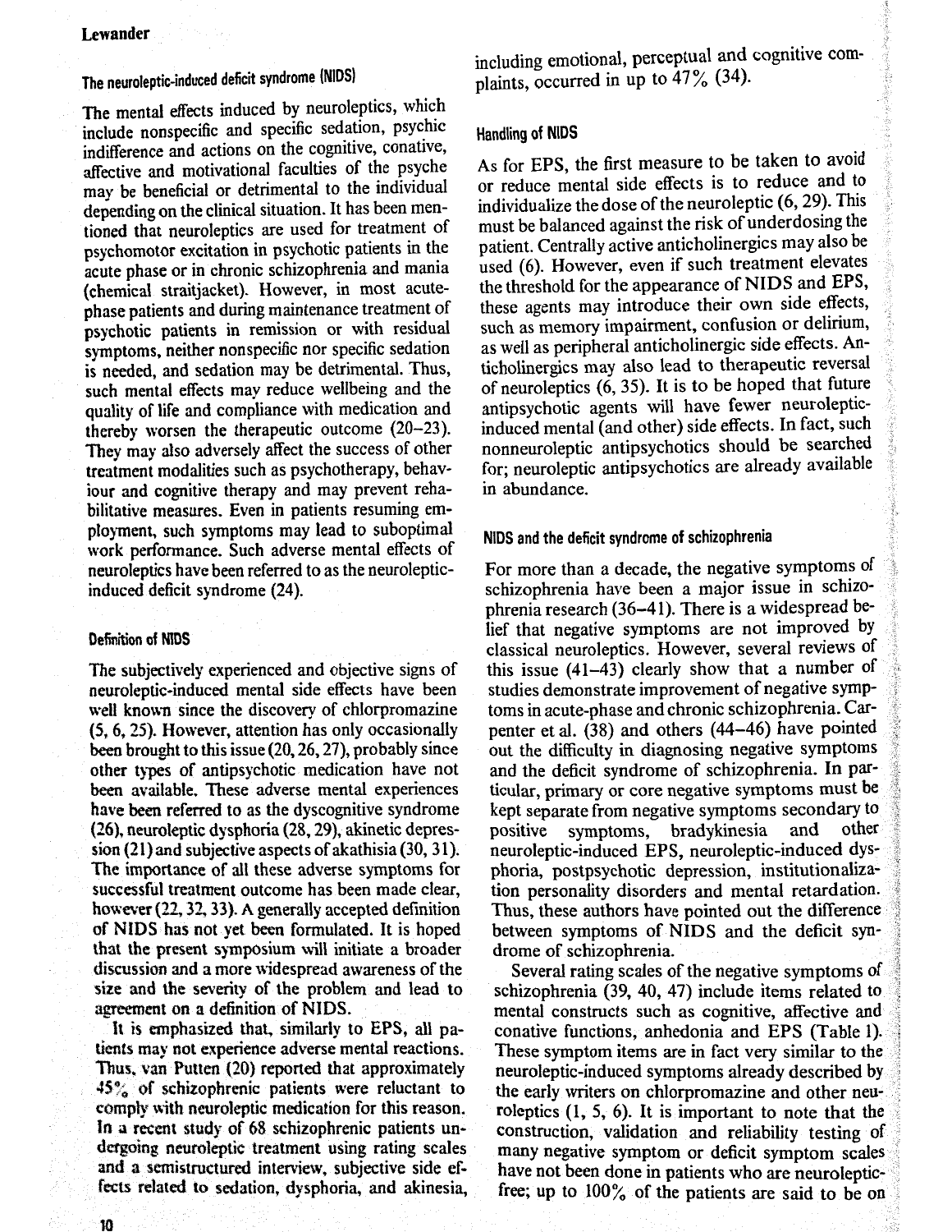## The neuroleptic-induced deficit syndrome (NIDS)

The mental effects induced by neuroleptics, which include nonspecific and specific sedation, psychic indifference and actions on the cognitive, conative, affective and motivational faculties of the psyche may be beneficial or detrimental to the individual depending on the clinical situation. It has been mentioned that neuroleptics are used for treatment of psychomotor excitation in psychotic patients in the acute phase or in chronic schizophrenia and mania (chemical straitjacket). However, in most acute-phase patients and during maintenance treatment of psychotic patients in remission or with residual symptoms, neither nonspecific nor specific sedation is needed, and sedation may be detrimental. Thus, such mental effects may reduce wellbeing and the quality of life and compliance with medication and thereby worsen the therapeutic outcome (20–23). They may also adversely affect the success of other treatment modalities such as psychotherapy, behaviour and cognitive therapy and may prevent rehabilitative measures. Even in patients resuming employment, such symptoms may lead to suboptimal work performance. Such adverse mental effects of neuroleptics have been referred to as the neuroleptic-induced deficit syndrome (24).

### Definition of NIDS

The subjectively experienced and objective signs of neuroleptic-induced mental side effects have been well known since the discovery of chlorpromazine (5, 6, 25). However, attention has only occasionally been brought to this issue (20, 26, 27), probably since other types of antipsychotic medication have not been available. These adverse mental experiences have been referred to as the dyscognitive syndrome (26), neuroleptic dysphoria (28, 29), akinetic depression (21) and subjective aspects of akathisia (30, 31). The importance of all these adverse symptoms for successful treatment outcome has been made clear, however (22, 32, 33). A generally accepted definition of NIDS has not yet been formulated. It is hoped that the present symposium will initiate a broader discussion and a more widespread awareness of the size and the severity of the problem and lead to agreement on a definition of NIDS.

It is emphasized that, similarly to EPS, all patients may not experience adverse mental reactions. Thus, van Putten (20) reported that approximately 45% of schizophrenic patients were reluctant to comply with neuroleptic medication for this reason. In a recent study of 68 schizophrenic patients undergoing neuroleptic treatment using rating scales and a semistructured interview, subjective side effects related to sedation, dysphoria, and akinesia, including emotional, perceptual and cognitive complaints, occurred in up to 47% (34).

### Handling of NIDS

As for EPS, the first measure to be taken to avoid or reduce mental side effects is to reduce and to individualize the dose of the neuroleptic (6, 29). This must be balanced against the risk of underdosing the patient. Centrally active anticholinergics may also be used (6). However, even if such treatment elevates the threshold for the appearance of NIDS and EPS, these agents may introduce their own side effects, such as memory impairment, confusion or delirium, as well as peripheral anticholinergic side effects. Anticholinergics may also lead to therapeutic reversal of neuroleptics (6, 35). It is to be hoped that future antipsychotic agents will have fewer neuroleptic-induced mental (and other) side effects. In fact, such nonneuroleptic antipsychotics should be searched for; neuroleptic antipsychotics are already available in abundance.

### NIDS and the deficit syndrome of schizophrenia

For more than a decade, the negative symptoms of schizophrenia have been a major issue in schizophrenia research (36–41). There is a widespread belief that negative symptoms are not improved by classical neuroleptics. However, several reviews of this issue (41–43) clearly show that a number of studies demonstrate improvement of negative symptoms in acute-phase and chronic schizophrenia. Carpenter et al. (38) and others (44–46) have pointed out the difficulty in diagnosing negative symptoms and the deficit syndrome of schizophrenia. In particular, primary or core negative symptoms must be kept separate from negative symptoms secondary to positive symptoms, bradykinesia and other neuroleptic-induced EPS, neuroleptic-induced dysphoria, postpsychotic depression, institutionalization personality disorders and mental retardation. Thus, these authors have pointed out the difference between symptoms of NIDS and the deficit syndrome of schizophrenia.

Several rating scales of the negative symptoms of schizophrenia (39, 40, 47) include items related to mental constructs such as cognitive, affective and conative functions, anhedonia and EPS (Table 1). These symptom items are in fact very similar to the neuroleptic-induced symptoms already described by the early writers on chlorpromazine and other neuroleptics (1, 5, 6). It is important to note that the construction, validation and reliability testing of many negative symptom or deficit symptom scales have not been done in patients who are neuroleptic-free; up to 100% of the patients are said to be on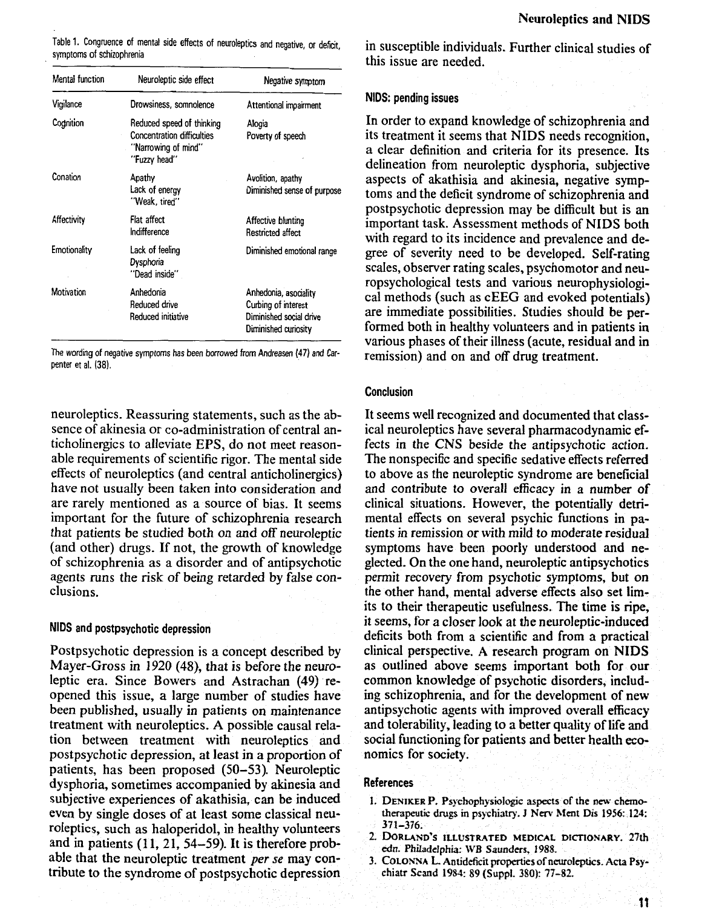Table 1. Congruence of mental side effects of neuroleptics and negative, or deficit, symptoms of schizophrenia

| Mental function | Neuroleptic side effect | Negative symptom |
|---|---|---|
| Vigilance | Drowsiness, somnolence | Attentional impairment |
| Cognition | Reduced speed of thinking<br>Concentration difficulties<br>"Narrowing of mind"<br>"Fuzzy head" | Alogia<br>Poverty of speech |
| Conation | Apathy<br>Lack of energy<br>"Weak, tired" | Avolition, apathy<br>Diminished sense of purpose |
| Affectivity | Flat affect<br>Indifference | Affective blunting<br>Restricted affect |
| Emotionality | Lack of feeling<br>Dysphoria<br>"Dead inside" | Diminished emotional range |
| Motivation | Anhedonia<br>Reduced drive<br>Reduced initiative | Anhedonia, asociality<br>Curbing of interest<br>Diminished social drive<br>Diminished curiosity |

The wording of negative symptoms has been borrowed from Andreasen (47) and Carpenter et al. (38).

neuroleptics. Reassuring statements, such as the absence of akinesia or co-administration of central anticholinergics to alleviate EPS, do not meet reasonable requirements of scientific rigor. The mental side effects of neuroleptics (and central anticholinergics) have not usually been taken into consideration and are rarely mentioned as a source of bias. It seems important for the future of schizophrenia research that patients be studied both on and off neuroleptic (and other) drugs. If not, the growth of knowledge of schizophrenia as a disorder and of antipsychotic agents runs the risk of being retarded by false conclusions.

### NIDS and postpsychotic depression

Postpsychotic depression is a concept described by Mayer-Gross in 1920 (48), that is before the neuroleptic era. Since Bowers and Astrachan (49) reopened this issue, a large number of studies have been published, usually in patients on maintenance treatment with neuroleptics. A possible causal relation between treatment with neuroleptics and postpsychotic depression, at least in a proportion of patients, has been proposed (50–53). Neuroleptic dysphoria, sometimes accompanied by akinesia and subjective experiences of akathisia, can be induced even by single doses of at least some classical neuroleptics, such as haloperidol, in healthy volunteers and in patients (11, 21, 54–59). It is therefore probable that the neuroleptic treatment *per se* may contribute to the syndrome of postpsychotic depression in susceptible individuals. Further clinical studies of this issue are needed.

### NIDS: pending issues

In order to expand knowledge of schizophrenia and its treatment it seems that NIDS needs recognition, a clear definition and criteria for its presence. Its delineation from neuroleptic dysphoria, subjective aspects of akathisia and akinesia, negative symptoms and the deficit syndrome of schizophrenia and postpsychotic depression may be difficult but is an important task. Assessment methods of NIDS both with regard to its incidence and prevalence and degree of severity need to be developed. Self-rating scales, observer rating scales, psychomotor and neuropsychological tests and various neurophysiological methods (such as cEEG and evoked potentials) are immediate possibilities. Studies should be performed both in healthy volunteers and in patients in various phases of their illness (acute, residual and in remission) and on and off drug treatment.

### Conclusion

It seems well recognized and documented that classical neuroleptics have several pharmacodynamic effects in the CNS beside the antipsychotic action. The nonspecific and specific sedative effects referred to above as the neuroleptic syndrome are beneficial and contribute to overall efficacy in a number of clinical situations. However, the potentially detrimental effects on several psychic functions in patients in remission or with mild to moderate residual symptoms have been poorly understood and neglected. On the one hand, neuroleptic antipsychotics permit recovery from psychotic symptoms, but on the other hand, mental adverse effects also set limits to their therapeutic usefulness. The time is ripe, it seems, for a closer look at the neuroleptic-induced deficits both from a scientific and from a practical clinical perspective. A research program on NIDS as outlined above seems important both for our common knowledge of psychotic disorders, including schizophrenia, and for the development of new antipsychotic agents with improved overall efficacy and tolerability, leading to a better quality of life and social functioning for patients and better health economics for society.

### References

1. Deniker P. Psychophysiologic aspects of the new chemotherapeutic drugs in psychiatry. J Nerv Ment Dis 1956: 124: 371–376.
2. Dorland's illustrated medical dictionary. 27th edn. Philadelphia: WB Saunders, 1988.
3. Colonna L. Antideficit properties of neuroleptics. Acta Psychiatr Scand 1984: 89 (Suppl. 380): 77–82.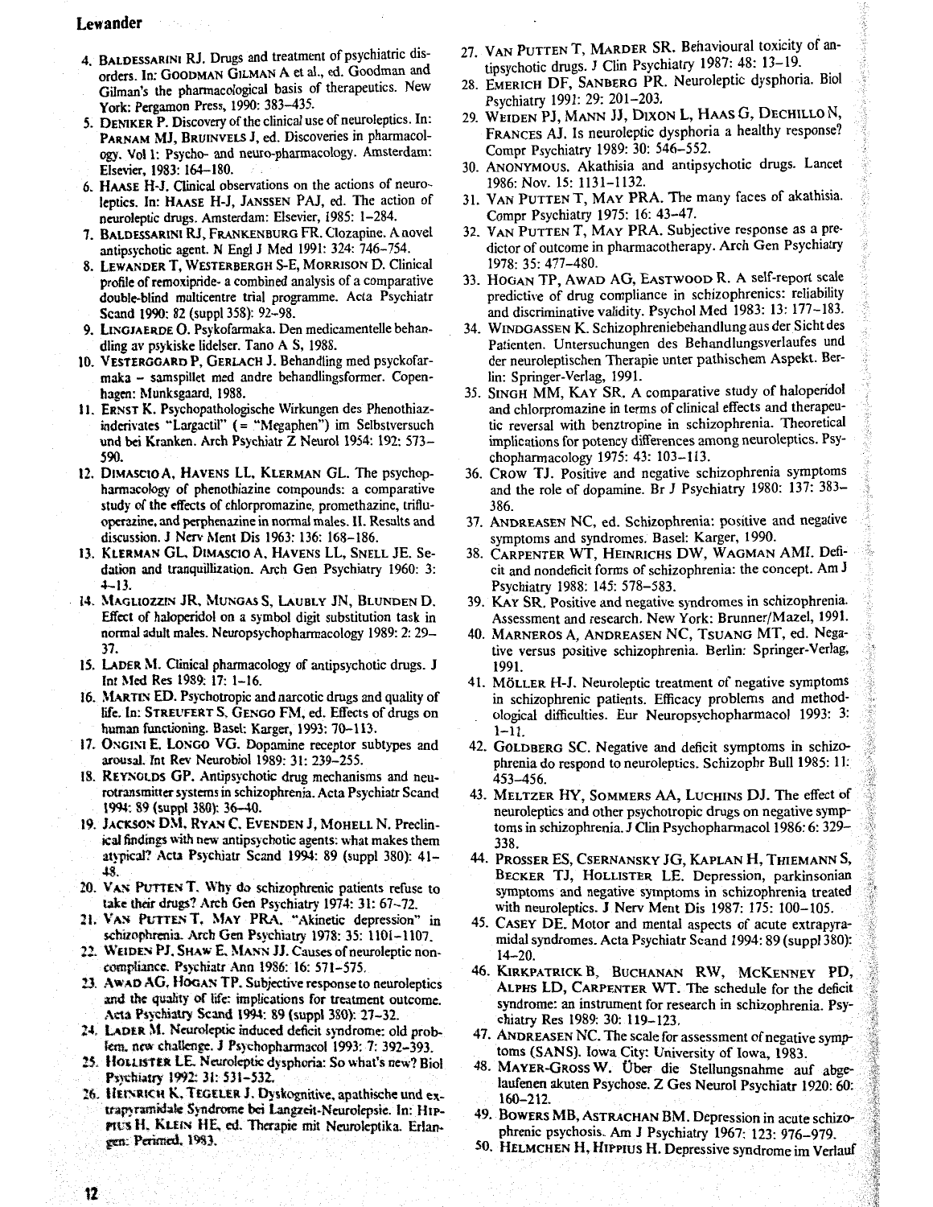4. BALDESSARINI RJ. Drugs and treatment of psychiatric disorders. In: GOODMAN GILMAN A et al., ed. Goodman and Gilman's the pharmacological basis of therapeutics. New York: Pergamon Press, 1990: 383–435.
5. DENIKER P. Discovery of the clinical use of neuroleptics. In: PARNAM MJ, BRUINVELS J, ed. Discoveries in pharmacology. Vol 1: Psycho- and neuro-pharmacology. Amsterdam: Elsevier, 1983: 164–180.
6. HAASE H-J. Clinical observations on the actions of neuroleptics. In: HAASE H-J, JANSSEN PAJ, ed. The action of neuroleptic drugs. Amsterdam: Elsevier, 1985: 1–284.
7. BALDESSARINI RJ, FRANKENBURG FR. Clozapine. A novel antipsychotic agent. N Engl J Med 1991: 324: 746–754.
8. LEWANDER T, WESTERBERGH S-E, MORRISON D. Clinical profile of remoxipride- a combined analysis of a comparative double-blind multicentre trial programme. Acta Psychiatr Scand 1990: 82 (suppl 358): 92–98.
9. LINGJAERDE O. Psykofarmaka. Den medicamentelle behandling av psykiske lidelser. Tano A S, 1988.
10. VESTERGGARD P, GERLACH J. Behandling med psyckofarmaka – samspillet med andre behandlingsformer. Copenhagen: Munksgaard, 1988.
11. ERNST K. Psychopathologische Wirkungen des Phenothiazinderivates "Largactil" (= "Megaphen") im Selbstversuch und bei Kranken. Arch Psychiatr Z Neurol 1954: 192: 573–590.
12. DIMASCIO A, HAVENS LL, KLERMAN GL. The psychopharmacology of phenothiazine compounds: a comparative study of the effects of chlorpromazine, promethazine, trifluoperazine, and perphenazine in normal males. II. Results and discussion. J Nerv Ment Dis 1963: 136: 168–186.
13. KLERMAN GL, DIMASCIO A, HAVENS LL, SNELL JE. Sedation and tranquillization. Arch Gen Psychiatry 1960: 3: 4–13.
14. MAGLIOZZIN JR, MUNGAS S, LAUBLY JN, BLUNDEN D. Effect of haloperidol on a symbol digit substitution task in normal adult males. Neuropsychopharmacology 1989: 2: 29–37.
15. LADER M. Clinical pharmacology of antipsychotic drugs. J Int Med Res 1989: 17: 1–16.
16. MARTIN ED. Psychotropic and narcotic drugs and quality of life. In: STREUFERT S, GENGO FM, ed. Effects of drugs on human functioning. Basel: Karger, 1993: 70–113.
17. ONGINI E, LONGO VG. Dopamine receptor subtypes and arousal. Int Rev Neurobiol 1989: 31: 239–255.
18. REYNOLDS GP. Antipsychotic drug mechanisms and neurotransmitter systems in schizophrenia. Acta Psychiatr Scand 1994: 89 (suppl 380): 36–40.
19. JACKSON DM, RYAN C, EVENDEN J, MOHELL N. Preclinical findings with new antipsychotic agents: what makes them atypical? Acta Psychiatr Scand 1994: 89 (suppl 380): 41–48.
20. VAN PUTTEN T. Why do schizophrenic patients refuse to take their drugs? Arch Gen Psychiatry 1974: 31: 67–72.
21. VAN PUTTEN T, MAY PRA. "Akinetic depression" in schizophrenia. Arch Gen Psychiatry 1978: 35: 1101–1107.
22. WEIDEN PJ, SHAW E, MANN JJ. Causes of neuroleptic noncompliance. Psychiatr Ann 1986: 16: 571–575.
23. AWAD AG, HOGAN TP. Subjective response to neuroleptics and the quality of life: implications for treatment outcome. Acta Psychiatry Scand 1994: 89 (suppl 380): 27–32.
24. LADER M. Neuroleptic induced deficit syndrome: old problem, new challenge. J Psychopharmacol 1993: 7: 392–393.
25. HOLLISTER LE. Neuroleptic dysphoria: So what's new? Biol Psychiatry 1992: 31: 531–532.
26. HEINRICH K, TEGELER J. Dyskognitive, apathische und extrapyramidale Syndrome bei Langzeit-Neurolepsie. In: HIPPIUS H, KLEIN HE, ed. Therapie mit Neuroleptika. Erlangen: Perimed, 1983.
27. VAN PUTTEN T, MARDER SR. Behavioural toxicity of antipsychotic drugs. J Clin Psychiatry 1987: 48: 13–19.
28. EMERICH DF, SANBERG PR. Neuroleptic dysphoria. Biol Psychiatry 1991: 29: 201–203.
29. WEIDEN PJ, MANN JJ, DIXON L, HAAS G, DECHILLO N, FRANCES AJ. Is neuroleptic dysphoria a healthy response? Compr Psychiatry 1989: 30: 546–552.
30. ANONYMOUS. Akathisia and antipsychotic drugs. Lancet 1986: Nov. 15: 1131–1132.
31. VAN PUTTEN T, MAY PRA. The many faces of akathisia. Compr Psychiatry 1975: 16: 43–47.
32. VAN PUTTEN T, MAY PRA. Subjective response as a predictor of outcome in pharmacotherapy. Arch Gen Psychiatry 1978: 35: 477–480.
33. HOGAN TP, AWAD AG, EASTWOOD R. A self-report scale predictive of drug compliance in schizophrenics: reliability and discriminative validity. Psychol Med 1983: 13: 177–183.
34. WINDGASSEN K. Schizophreniebehandlung aus der Sicht des Patienten. Untersuchungen des Behandlungsverlaufes und der neuroleptischen Therapie unter pathischem Aspekt. Berlin: Springer-Verlag, 1991.
35. SINGH MM, KAY SR. A comparative study of haloperidol and chlorpromazine in terms of clinical effects and therapeutic reversal with benztropine in schizophrenia. Theoretical implications for potency differences among neuroleptics. Psychopharmacology 1975: 43: 103–113.
36. CROW TJ. Positive and negative schizophrenia symptoms and the role of dopamine. Br J Psychiatry 1980: 137: 383–386.
37. ANDREASEN NC, ed. Schizophrenia: positive and negative symptoms and syndromes. Basel: Karger, 1990.
38. CARPENTER WT, HEINRICHS DW, WAGMAN AMI. Deficit and nondeficit forms of schizophrenia: the concept. Am J Psychiatry 1988: 145: 578–583.
39. KAY SR. Positive and negative syndromes in schizophrenia. Assessment and research. New York: Brunner/Mazel, 1991.
40. MARNEROS A, ANDREASEN NC, TSUANG MT, ed. Negative versus positive schizophrenia. Berlin: Springer-Verlag, 1991.
41. MÖLLER H-J. Neuroleptic treatment of negative symptoms in schizophrenic patients. Efficacy problems and methodological difficulties. Eur Neuropsychopharmacol 1993: 3: 1–11.
42. GOLDBERG SC. Negative and deficit symptoms in schizophrenia do respond to neuroleptics. Schizophr Bull 1985: 11: 453–456.
43. MELTZER HY, SOMMERS AA, LUCHINS DJ. The effect of neuroleptics and other psychotropic drugs on negative symptoms in schizophrenia. J Clin Psychopharmacol 1986: 6: 329–338.
44. PROSSER ES, CSERNANSKY JG, KAPLAN H, THIEMANN S, BECKER TJ, HOLLISTER LE. Depression, parkinsonian symptoms and negative symptoms in schizophrenia treated with neuroleptics. J Nerv Ment Dis 1987: 175: 100–105.
45. CASEY DE. Motor and mental aspects of acute extrapyramidal syndromes. Acta Psychiatr Scand 1994: 89 (suppl 380): 14–20.
46. KIRKPATRICK B, BUCHANAN RW, MCKENNEY PD, ALPHS LD, CARPENTER WT. The schedule for the deficit syndrome: an instrument for research in schizophrenia. Psychiatry Res 1989: 30: 119–123.
47. ANDREASEN NC. The scale for assessment of negative symptoms (SANS). Iowa City: University of Iowa, 1983.
48. MAYER-GROSS W. Über die Stellungsnahme auf abgelaufenen akuten Psychose. Z Ges Neurol Psychiatr 1920: 60: 160–212.
49. BOWERS MB, ASTRACHAN BM. Depression in acute schizophrenic psychosis. Am J Psychiatry 1967: 123: 976–979.
50. HELMCHEN H, HIPPIUS H. Depressive syndrome im Verlauf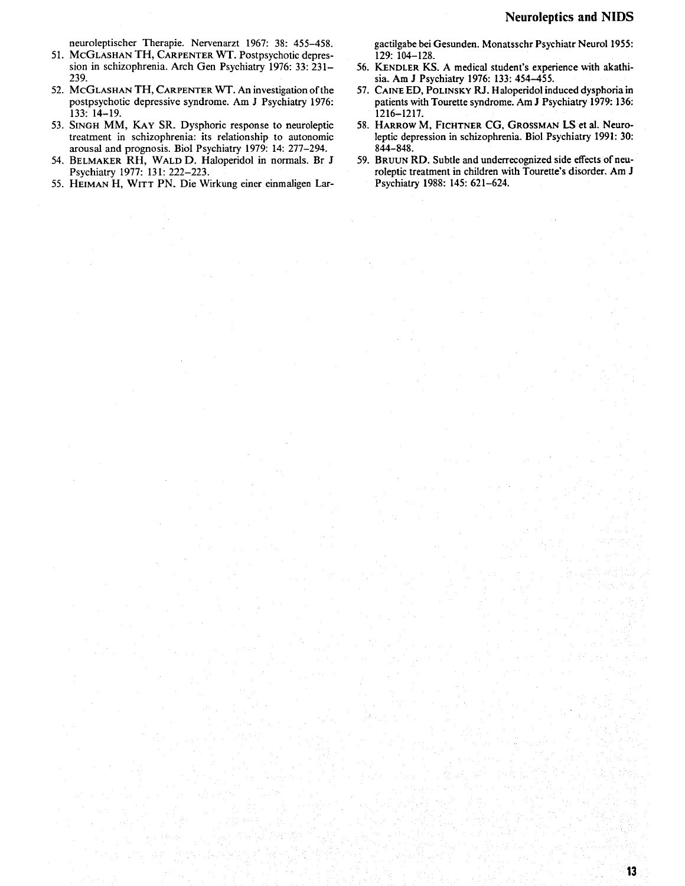neuroleptischer Therapie. Nervenarzt 1967: 38: 455–458.

51. McGlashan TH, Carpenter WT. Postpsychotic depression in schizophrenia. Arch Gen Psychiatry 1976: 33: 231–239.
52. McGlashan TH, Carpenter WT. An investigation of the postpsychotic depressive syndrome. Am J Psychiatry 1976: 133: 14–19.
53. Singh MM, Kay SR. Dysphoric response to neuroleptic treatment in schizophrenia: its relationship to autonomic arousal and prognosis. Biol Psychiatry 1979: 14: 277–294.
54. Belmaker RH, Wald D. Haloperidol in normals. Br J Psychiatry 1977: 131: 222–223.
55. Heiman H, Witt PN. Die Wirkung einer einmaligen Largactilgabe bei Gesunden. Monatsschr Psychiatr Neurol 1955: 129: 104–128.
56. Kendler KS. A medical student's experience with akathisia. Am J Psychiatry 1976: 133: 454–455.
57. Caine ED, Polinsky RJ. Haloperidol induced dysphoria in patients with Tourette syndrome. Am J Psychiatry 1979: 136: 1216–1217.
58. Harrow M, Fichtner CG, Grossman LS et al. Neuroleptic depression in schizophrenia. Biol Psychiatry 1991: 30: 844–848.
59. Bruun RD. Subtle and underrecognized side effects of neuroleptic treatment in children with Tourette's disorder. Am J Psychiatry 1988: 145: 621–624.